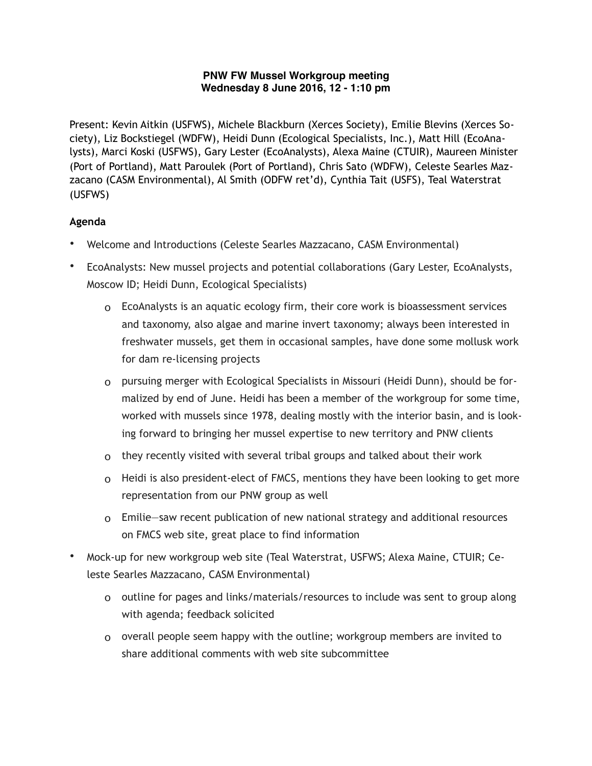**PNW FW Mussel Workgroup meeting**
**Wednesday 8 June 2016, 12 - 1:10 pm**

Present: Kevin Aitkin (USFWS), Michele Blackburn (Xerces Society), Emilie Blevins (Xerces Society), Liz Bockstiegel (WDFW), Heidi Dunn (Ecological Specialists, Inc.), Matt Hill (EcoAnalysts), Marci Koski (USFWS), Gary Lester (EcoAnalysts), Alexa Maine (CTUIR), Maureen Minister (Port of Portland), Matt Paroulek (Port of Portland), Chris Sato (WDFW), Celeste Searles Mazzacano (CASM Environmental), Al Smith (ODFW ret'd), Cynthia Tait (USFS), Teal Waterstrat (USFWS)

## Agenda

- Welcome and Introductions (Celeste Searles Mazzacano, CASM Environmental)
- EcoAnalysts: New mussel projects and potential collaborations (Gary Lester, EcoAnalysts, Moscow ID; Heidi Dunn, Ecological Specialists)
    - EcoAnalysts is an aquatic ecology firm, their core work is bioassessment services and taxonomy, also algae and marine invert taxonomy; always been interested in freshwater mussels, get them in occasional samples, have done some mollusk work for dam re-licensing projects
    - pursuing merger with Ecological Specialists in Missouri (Heidi Dunn), should be formalized by end of June. Heidi has been a member of the workgroup for some time, worked with mussels since 1978, dealing mostly with the interior basin, and is looking forward to bringing her mussel expertise to new territory and PNW clients
    - they recently visited with several tribal groups and talked about their work
    - Heidi is also president-elect of FMCS, mentions they have been looking to get more representation from our PNW group as well
    - Emilie—saw recent publication of new national strategy and additional resources on FMCS web site, great place to find information
- Mock-up for new workgroup web site (Teal Waterstrat, USFWS; Alexa Maine, CTUIR; Celeste Searles Mazzacano, CASM Environmental)
    - outline for pages and links/materials/resources to include was sent to group along with agenda; feedback solicited
    - overall people seem happy with the outline; workgroup members are invited to share additional comments with web site subcommittee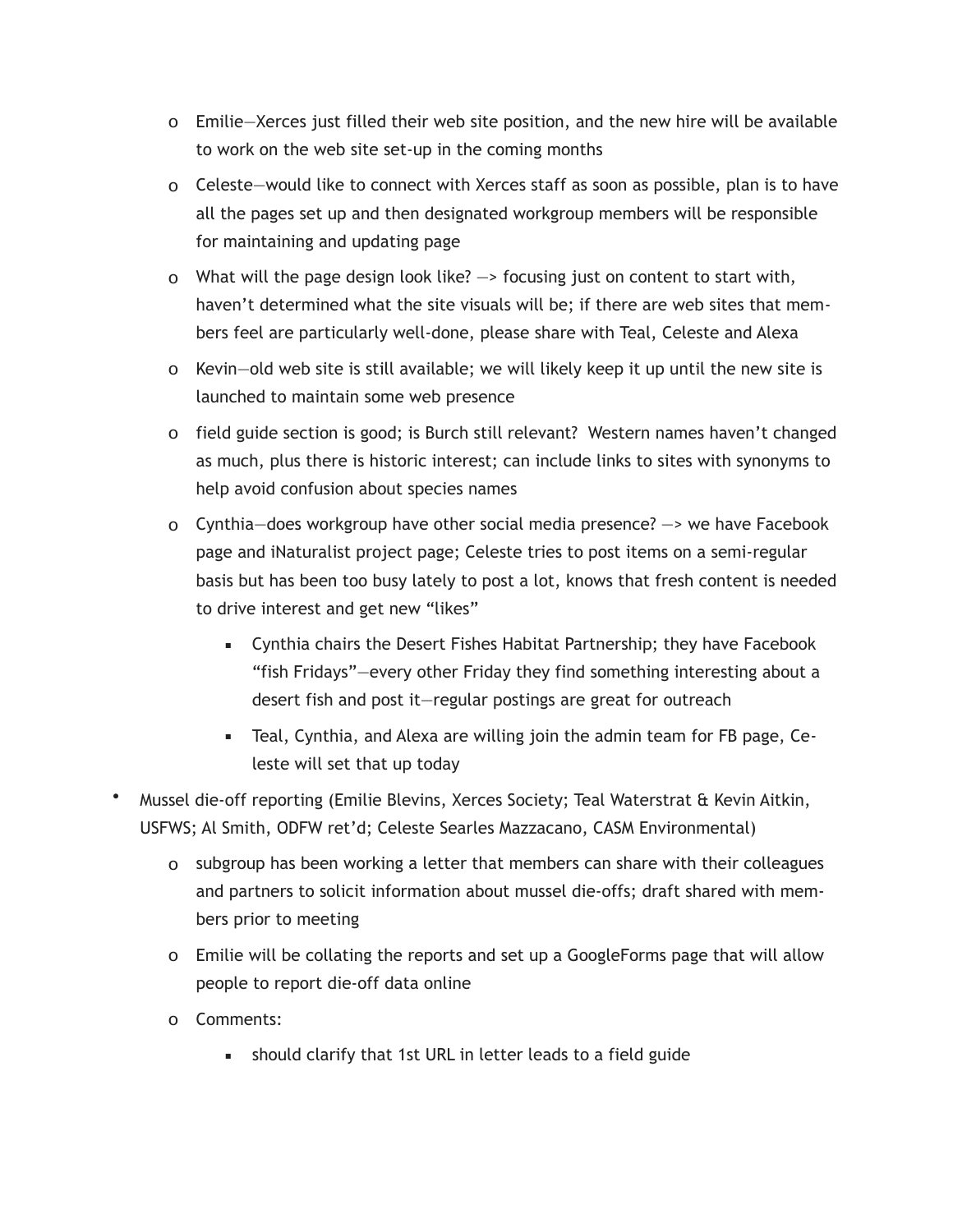- Emilie—Xerces just filled their web site position, and the new hire will be available to work on the web site set-up in the coming months
  - Celeste—would like to connect with Xerces staff as soon as possible, plan is to have all the pages set up and then designated workgroup members will be responsible for maintaining and updating page
  - What will the page design look like? —> focusing just on content to start with, haven't determined what the site visuals will be; if there are web sites that members feel are particularly well-done, please share with Teal, Celeste and Alexa
  - Kevin—old web site is still available; we will likely keep it up until the new site is launched to maintain some web presence
  - field guide section is good; is Burch still relevant? Western names haven't changed as much, plus there is historic interest; can include links to sites with synonyms to help avoid confusion about species names
  - Cynthia—does workgroup have other social media presence? —> we have Facebook page and iNaturalist project page; Celeste tries to post items on a semi-regular basis but has been too busy lately to post a lot, knows that fresh content is needed to drive interest and get new "likes"
    - Cynthia chairs the Desert Fishes Habitat Partnership; they have Facebook "fish Fridays"—every other Friday they find something interesting about a desert fish and post it—regular postings are great for outreach
    - Teal, Cynthia, and Alexa are willing join the admin team for FB page, Celeste will set that up today

- Mussel die-off reporting (Emilie Blevins, Xerces Society; Teal Waterstrat & Kevin Aitkin, USFWS; Al Smith, ODFW ret'd; Celeste Searles Mazzacano, CASM Environmental)
  - subgroup has been working a letter that members can share with their colleagues and partners to solicit information about mussel die-offs; draft shared with members prior to meeting
  - Emilie will be collating the reports and set up a GoogleForms page that will allow people to report die-off data online
  - Comments:
    - should clarify that 1st URL in letter leads to a field guide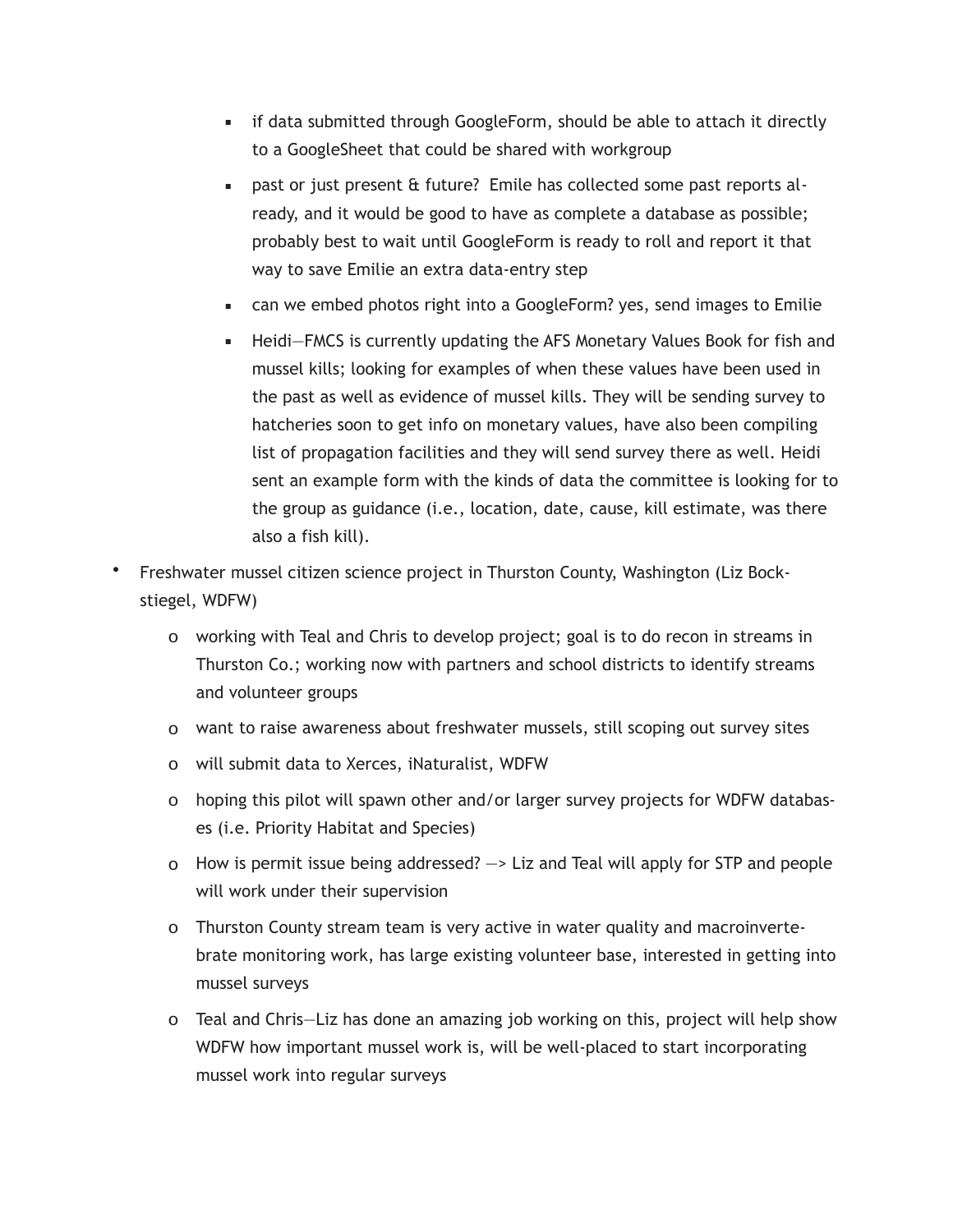- if data submitted through GoogleForm, should be able to attach it directly to a GoogleSheet that could be shared with workgroup
    - past or just present & future? Emile has collected some past reports already, and it would be good to have as complete a database as possible; probably best to wait until GoogleForm is ready to roll and report it that way to save Emilie an extra data-entry step
    - can we embed photos right into a GoogleForm? yes, send images to Emilie
    - Heidi—FMCS is currently updating the AFS Monetary Values Book for fish and mussel kills; looking for examples of when these values have been used in the past as well as evidence of mussel kills. They will be sending survey to hatcheries soon to get info on monetary values, have also been compiling list of propagation facilities and they will send survey there as well. Heidi sent an example form with the kinds of data the committee is looking for to the group as guidance (i.e., location, date, cause, kill estimate, was there also a fish kill).

- Freshwater mussel citizen science project in Thurston County, Washington (Liz Bockstiegel, WDFW)
  - working with Teal and Chris to develop project; goal is to do recon in streams in Thurston Co.; working now with partners and school districts to identify streams and volunteer groups
  - want to raise awareness about freshwater mussels, still scoping out survey sites
  - will submit data to Xerces, iNaturalist, WDFW
  - hoping this pilot will spawn other and/or larger survey projects for WDFW databases (i.e. Priority Habitat and Species)
  - How is permit issue being addressed? —> Liz and Teal will apply for STP and people will work under their supervision
  - Thurston County stream team is very active in water quality and macroinvertebrate monitoring work, has large existing volunteer base, interested in getting into mussel surveys
  - Teal and Chris—Liz has done an amazing job working on this, project will help show WDFW how important mussel work is, will be well-placed to start incorporating mussel work into regular surveys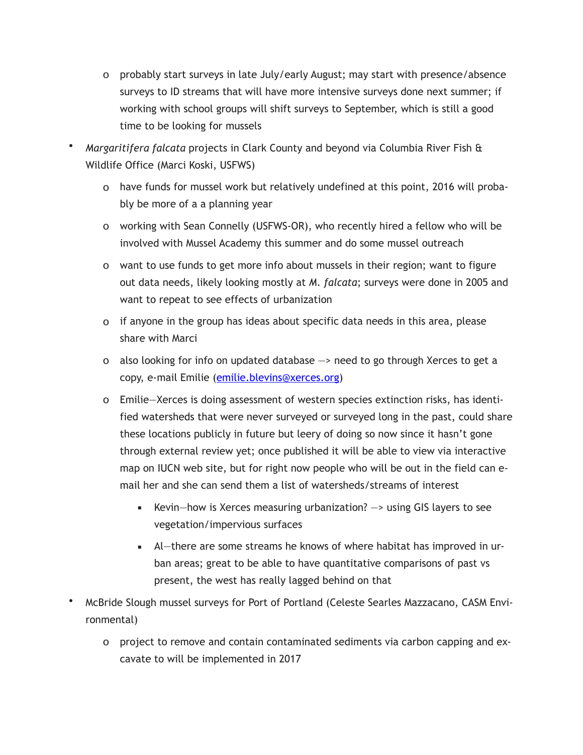- probably start surveys in late July/early August; may start with presence/absence surveys to ID streams that will have more intensive surveys done next summer; if working with school groups will shift surveys to September, which is still a good time to be looking for mussels

- *Margaritifera falcata* projects in Clark County and beyond via Columbia River Fish & Wildlife Office (Marci Koski, USFWS)
    - have funds for mussel work but relatively undefined at this point, 2016 will probably be more of a a planning year
    - working with Sean Connelly (USFWS-OR), who recently hired a fellow who will be involved with Mussel Academy this summer and do some mussel outreach
    - want to use funds to get more info about mussels in their region; want to figure out data needs, likely looking mostly at *M. falcata*; surveys were done in 2005 and want to repeat to see effects of urbanization
    - if anyone in the group has ideas about specific data needs in this area, please share with Marci
    - also looking for info on updated database —> need to go through Xerces to get a copy, e-mail Emilie (emilie.blevins@xerces.org)
    - Emilie—Xerces is doing assessment of western species extinction risks, has identified watersheds that were never surveyed or surveyed long in the past, could share these locations publicly in future but leery of doing so now since it hasn't gone through external review yet; once published it will be able to view via interactive map on IUCN web site, but for right now people who will be out in the field can e-mail her and she can send them a list of watersheds/streams of interest
        - Kevin—how is Xerces measuring urbanization? —> using GIS layers to see vegetation/impervious surfaces
        - Al—there are some streams he knows of where habitat has improved in urban areas; great to be able to have quantitative comparisons of past vs present, the west has really lagged behind on that

- McBride Slough mussel surveys for Port of Portland (Celeste Searles Mazzacano, CASM Environmental)
    - project to remove and contain contaminated sediments via carbon capping and excavate to will be implemented in 2017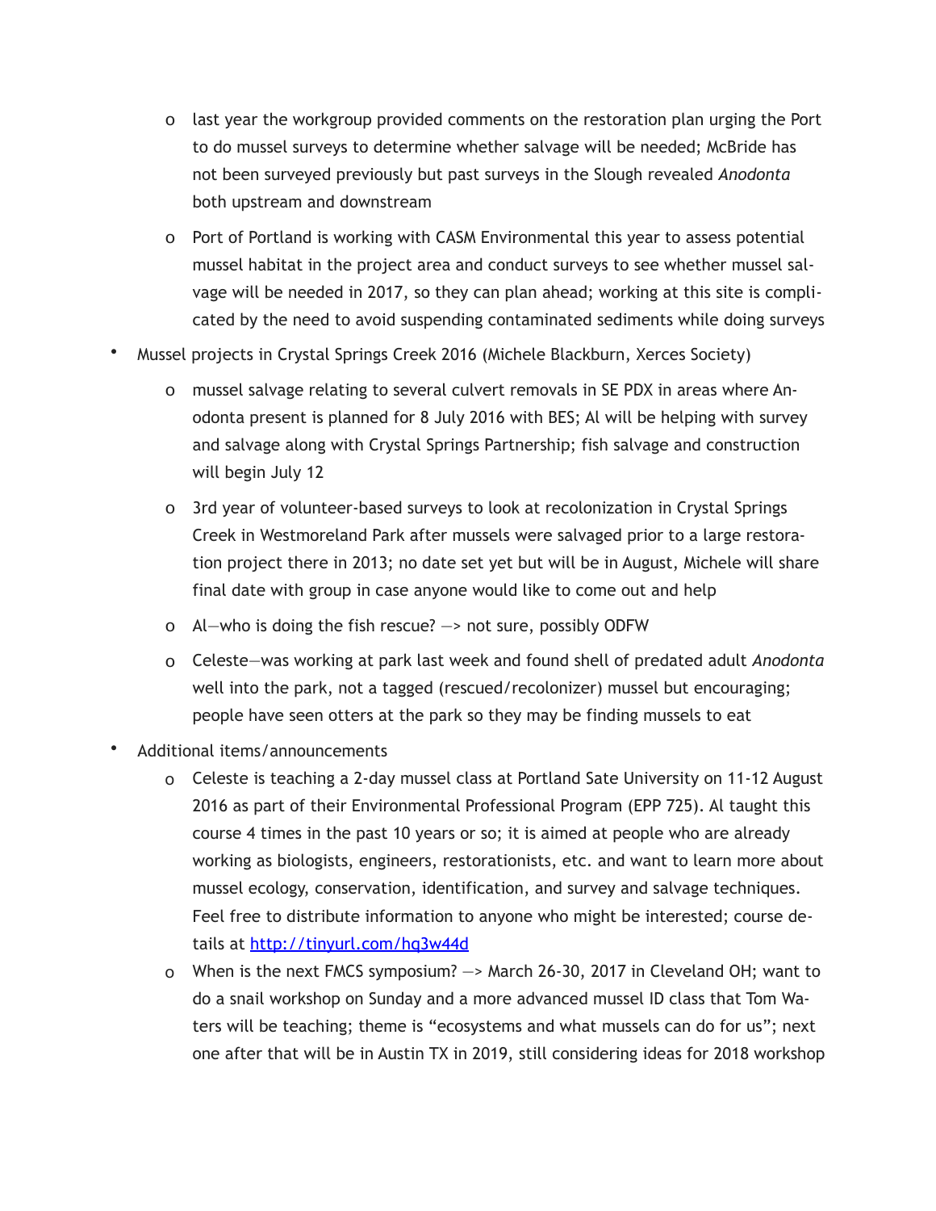- last year the workgroup provided comments on the restoration plan urging the Port to do mussel surveys to determine whether salvage will be needed; McBride has not been surveyed previously but past surveys in the Slough revealed *Anodonta* both upstream and downstream
  - Port of Portland is working with CASM Environmental this year to assess potential mussel habitat in the project area and conduct surveys to see whether mussel salvage will be needed in 2017, so they can plan ahead; working at this site is complicated by the need to avoid suspending contaminated sediments while doing surveys
- Mussel projects in Crystal Springs Creek 2016 (Michele Blackburn, Xerces Society)
  - mussel salvage relating to several culvert removals in SE PDX in areas where Anodonta present is planned for 8 July 2016 with BES; Al will be helping with survey and salvage along with Crystal Springs Partnership; fish salvage and construction will begin July 12
  - 3rd year of volunteer-based surveys to look at recolonization in Crystal Springs Creek in Westmoreland Park after mussels were salvaged prior to a large restoration project there in 2013; no date set yet but will be in August, Michele will share final date with group in case anyone would like to come out and help
  - Al—who is doing the fish rescue? —> not sure, possibly ODFW
  - Celeste—was working at park last week and found shell of predated adult *Anodonta* well into the park, not a tagged (rescued/recolonizer) mussel but encouraging; people have seen otters at the park so they may be finding mussels to eat
- Additional items/announcements
  - Celeste is teaching a 2-day mussel class at Portland Sate University on 11-12 August 2016 as part of their Environmental Professional Program (EPP 725). Al taught this course 4 times in the past 10 years or so; it is aimed at people who are already working as biologists, engineers, restorationists, etc. and want to learn more about mussel ecology, conservation, identification, and survey and salvage techniques. Feel free to distribute information to anyone who might be interested; course details at [http://tinyurl.com/hq3w44d](http://tinyurl.com/hq3w44d)
  - When is the next FMCS symposium? —> March 26-30, 2017 in Cleveland OH; want to do a snail workshop on Sunday and a more advanced mussel ID class that Tom Waters will be teaching; theme is "ecosystems and what mussels can do for us"; next one after that will be in Austin TX in 2019, still considering ideas for 2018 workshop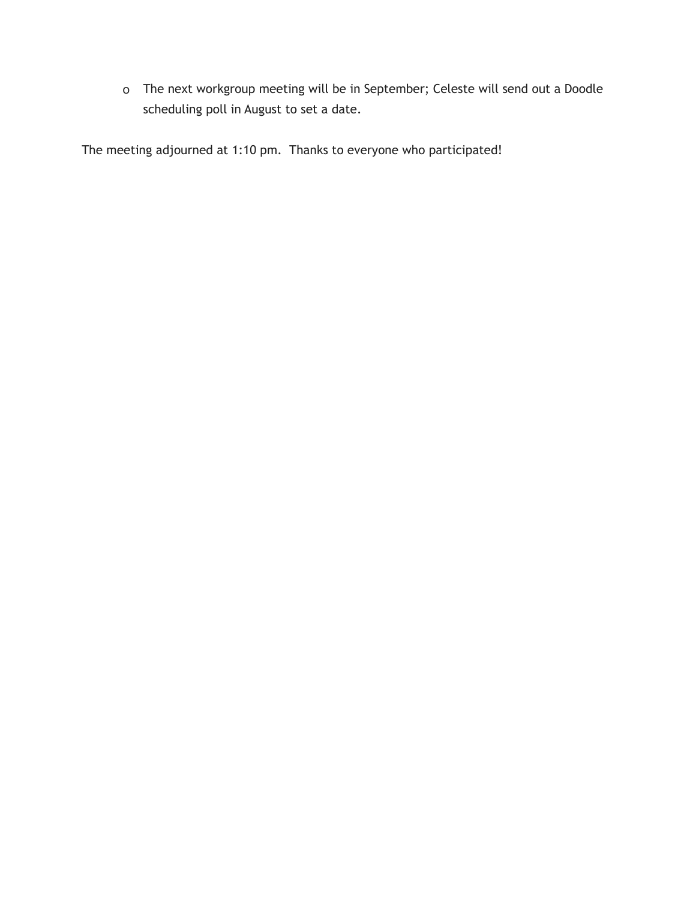- The next workgroup meeting will be in September; Celeste will send out a Doodle scheduling poll in August to set a date.

The meeting adjourned at 1:10 pm. Thanks to everyone who participated!